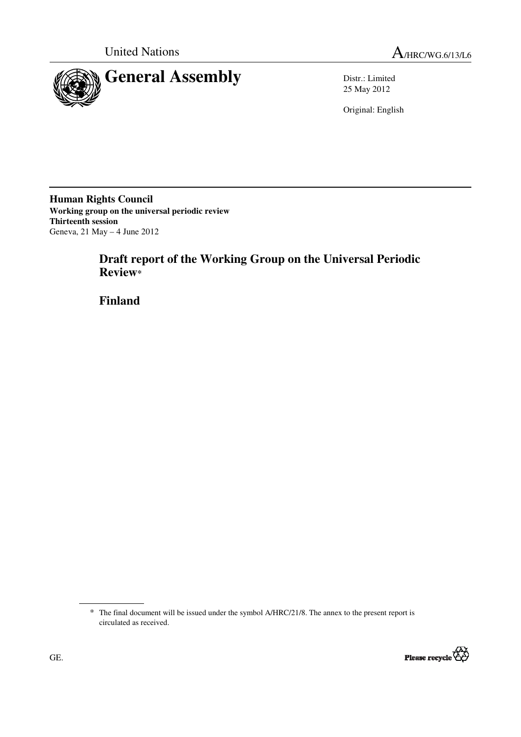United Nations

A/HRC/WG.6/13/L6

# General Assembly

Distr.: Limited
25 May 2012

Original: English

**Human Rights Council**
**Working group on the universal periodic review**
**Thirteenth session**
Geneva, 21 May – 4 June 2012

## Draft report of the Working Group on the Universal Periodic Review*

## Finland

\* The final document will be issued under the symbol A/HRC/21/8. The annex to the present report is circulated as received.

GE.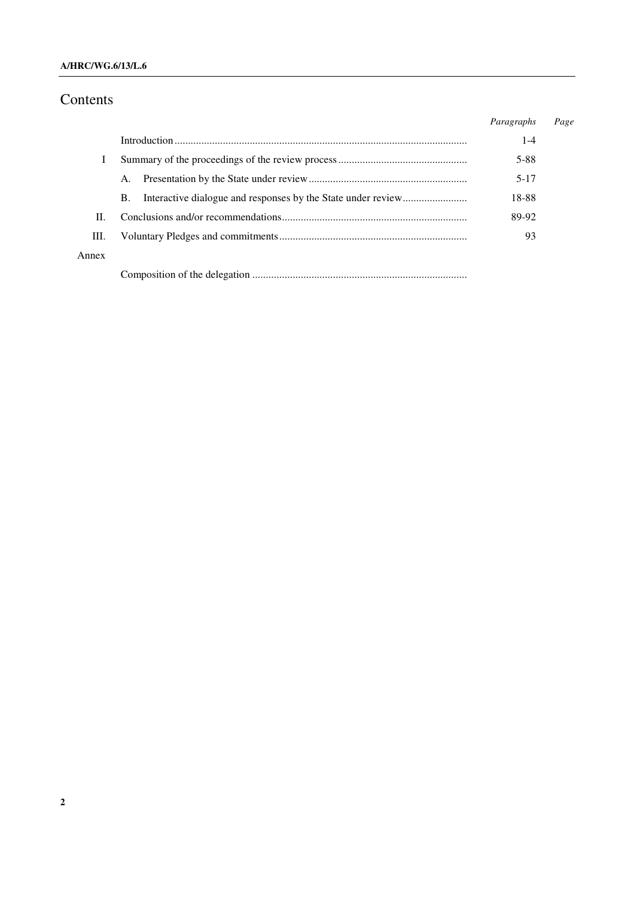# Contents

| | | *Paragraphs* | *Page* |
|---|---|---|---|
| | Introduction | 1-4 | |
| I | Summary of the proceedings of the review process | 5-88 | |
| | A. Presentation by the State under review | 5-17 | |
| | B. Interactive dialogue and responses by the State under review | 18-88 | |
| II. | Conclusions and/or recommendations | 89-92 | |
| III. | Voluntary Pledges and commitments | 93 | |
| Annex | | | |
| | Composition of the delegation | | |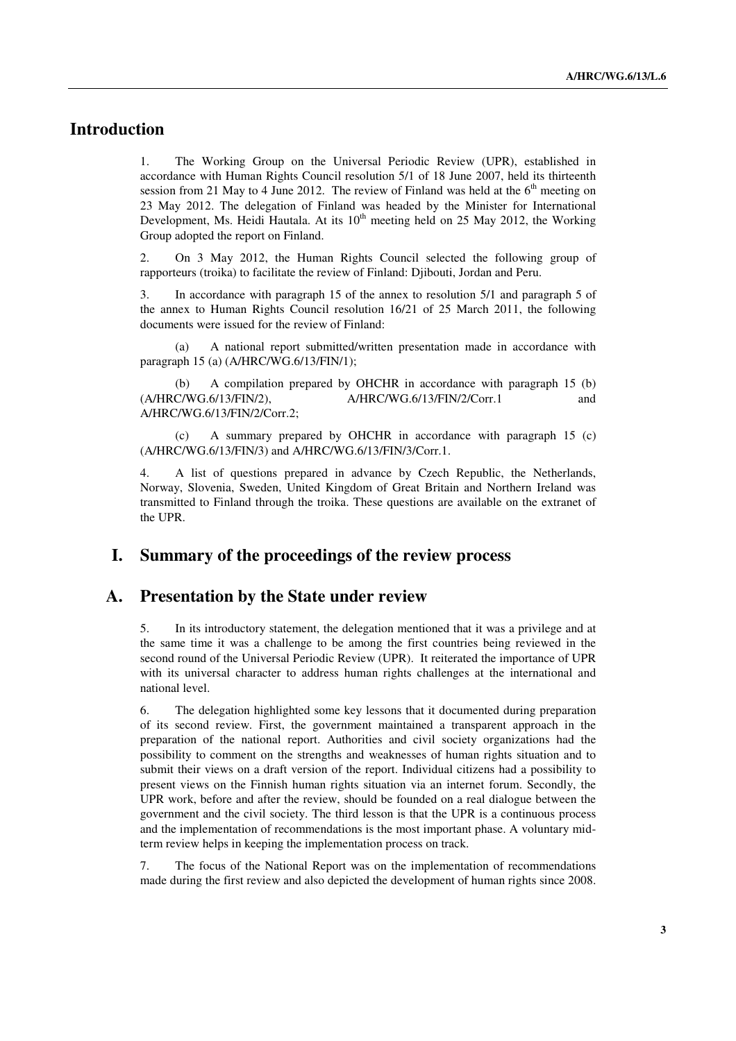## Introduction

1. The Working Group on the Universal Periodic Review (UPR), established in accordance with Human Rights Council resolution 5/1 of 18 June 2007, held its thirteenth session from 21 May to 4 June 2012. The review of Finland was held at the 6th meeting on 23 May 2012. The delegation of Finland was headed by the Minister for International Development, Ms. Heidi Hautala. At its 10th meeting held on 25 May 2012, the Working Group adopted the report on Finland.

2. On 3 May 2012, the Human Rights Council selected the following group of rapporteurs (troika) to facilitate the review of Finland: Djibouti, Jordan and Peru.

3. In accordance with paragraph 15 of the annex to resolution 5/1 and paragraph 5 of the annex to Human Rights Council resolution 16/21 of 25 March 2011, the following documents were issued for the review of Finland:

(a) A national report submitted/written presentation made in accordance with paragraph 15 (a) (A/HRC/WG.6/13/FIN/1);

(b) A compilation prepared by OHCHR in accordance with paragraph 15 (b) (A/HRC/WG.6/13/FIN/2), A/HRC/WG.6/13/FIN/2/Corr.1 and A/HRC/WG.6/13/FIN/2/Corr.2;

(c) A summary prepared by OHCHR in accordance with paragraph 15 (c) (A/HRC/WG.6/13/FIN/3) and A/HRC/WG.6/13/FIN/3/Corr.1.

4. A list of questions prepared in advance by Czech Republic, the Netherlands, Norway, Slovenia, Sweden, United Kingdom of Great Britain and Northern Ireland was transmitted to Finland through the troika. These questions are available on the extranet of the UPR.

## I. Summary of the proceedings of the review process

## A. Presentation by the State under review

5. In its introductory statement, the delegation mentioned that it was a privilege and at the same time it was a challenge to be among the first countries being reviewed in the second round of the Universal Periodic Review (UPR). It reiterated the importance of UPR with its universal character to address human rights challenges at the international and national level.

6. The delegation highlighted some key lessons that it documented during preparation of its second review. First, the government maintained a transparent approach in the preparation of the national report. Authorities and civil society organizations had the possibility to comment on the strengths and weaknesses of human rights situation and to submit their views on a draft version of the report. Individual citizens had a possibility to present views on the Finnish human rights situation via an internet forum. Secondly, the UPR work, before and after the review, should be founded on a real dialogue between the government and the civil society. The third lesson is that the UPR is a continuous process and the implementation of recommendations is the most important phase. A voluntary mid-term review helps in keeping the implementation process on track.

7. The focus of the National Report was on the implementation of recommendations made during the first review and also depicted the development of human rights since 2008.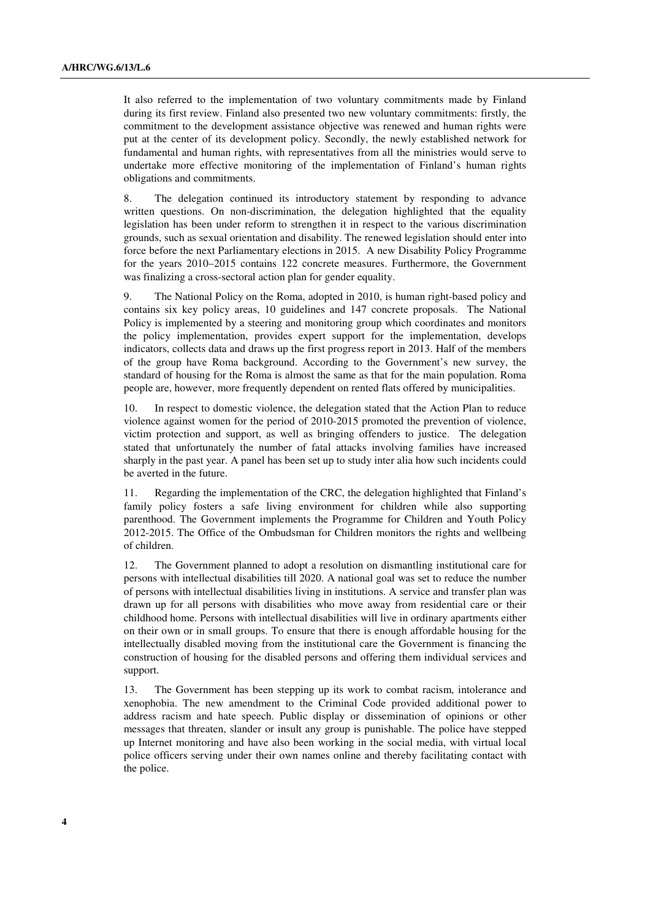It also referred to the implementation of two voluntary commitments made by Finland during its first review. Finland also presented two new voluntary commitments: firstly, the commitment to the development assistance objective was renewed and human rights were put at the center of its development policy. Secondly, the newly established network for fundamental and human rights, with representatives from all the ministries would serve to undertake more effective monitoring of the implementation of Finland's human rights obligations and commitments.

8. The delegation continued its introductory statement by responding to advance written questions. On non-discrimination, the delegation highlighted that the equality legislation has been under reform to strengthen it in respect to the various discrimination grounds, such as sexual orientation and disability. The renewed legislation should enter into force before the next Parliamentary elections in 2015. A new Disability Policy Programme for the years 2010–2015 contains 122 concrete measures. Furthermore, the Government was finalizing a cross-sectoral action plan for gender equality.

9. The National Policy on the Roma, adopted in 2010, is human right-based policy and contains six key policy areas, 10 guidelines and 147 concrete proposals. The National Policy is implemented by a steering and monitoring group which coordinates and monitors the policy implementation, provides expert support for the implementation, develops indicators, collects data and draws up the first progress report in 2013. Half of the members of the group have Roma background. According to the Government's new survey, the standard of housing for the Roma is almost the same as that for the main population. Roma people are, however, more frequently dependent on rented flats offered by municipalities.

10. In respect to domestic violence, the delegation stated that the Action Plan to reduce violence against women for the period of 2010-2015 promoted the prevention of violence, victim protection and support, as well as bringing offenders to justice. The delegation stated that unfortunately the number of fatal attacks involving families have increased sharply in the past year. A panel has been set up to study inter alia how such incidents could be averted in the future.

11. Regarding the implementation of the CRC, the delegation highlighted that Finland's family policy fosters a safe living environment for children while also supporting parenthood. The Government implements the Programme for Children and Youth Policy 2012-2015. The Office of the Ombudsman for Children monitors the rights and wellbeing of children.

12. The Government planned to adopt a resolution on dismantling institutional care for persons with intellectual disabilities till 2020. A national goal was set to reduce the number of persons with intellectual disabilities living in institutions. A service and transfer plan was drawn up for all persons with disabilities who move away from residential care or their childhood home. Persons with intellectual disabilities will live in ordinary apartments either on their own or in small groups. To ensure that there is enough affordable housing for the intellectually disabled moving from the institutional care the Government is financing the construction of housing for the disabled persons and offering them individual services and support.

13. The Government has been stepping up its work to combat racism, intolerance and xenophobia. The new amendment to the Criminal Code provided additional power to address racism and hate speech. Public display or dissemination of opinions or other messages that threaten, slander or insult any group is punishable. The police have stepped up Internet monitoring and have also been working in the social media, with virtual local police officers serving under their own names online and thereby facilitating contact with the police.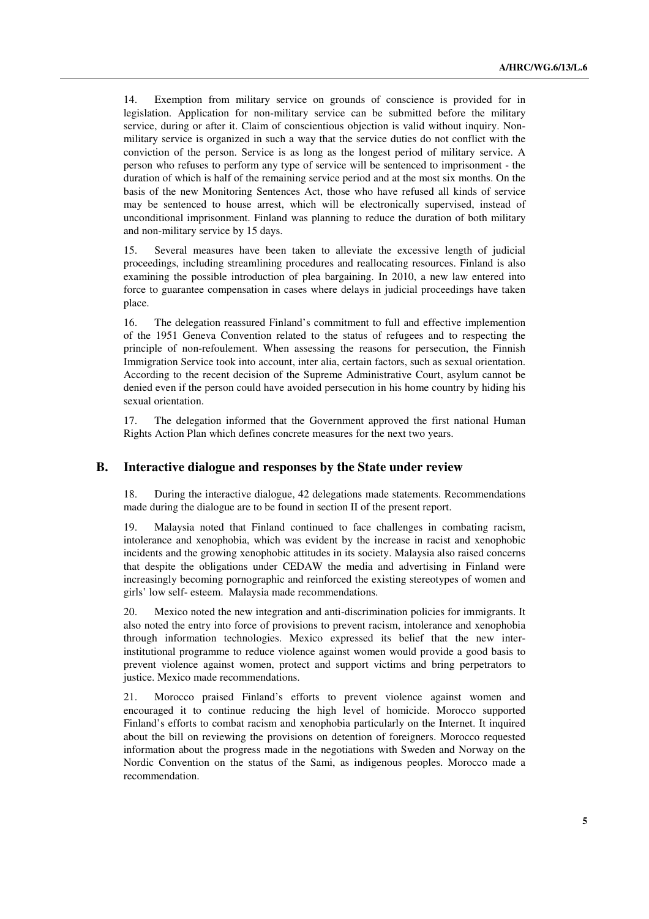14. Exemption from military service on grounds of conscience is provided for in legislation. Application for non-military service can be submitted before the military service, during or after it. Claim of conscientious objection is valid without inquiry. Non-military service is organized in such a way that the service duties do not conflict with the conviction of the person. Service is as long as the longest period of military service. A person who refuses to perform any type of service will be sentenced to imprisonment - the duration of which is half of the remaining service period and at the most six months. On the basis of the new Monitoring Sentences Act, those who have refused all kinds of service may be sentenced to house arrest, which will be electronically supervised, instead of unconditional imprisonment. Finland was planning to reduce the duration of both military and non-military service by 15 days.

15. Several measures have been taken to alleviate the excessive length of judicial proceedings, including streamlining procedures and reallocating resources. Finland is also examining the possible introduction of plea bargaining. In 2010, a new law entered into force to guarantee compensation in cases where delays in judicial proceedings have taken place.

16. The delegation reassured Finland's commitment to full and effective implemention of the 1951 Geneva Convention related to the status of refugees and to respecting the principle of non-refoulement. When assessing the reasons for persecution, the Finnish Immigration Service took into account, inter alia, certain factors, such as sexual orientation. According to the recent decision of the Supreme Administrative Court, asylum cannot be denied even if the person could have avoided persecution in his home country by hiding his sexual orientation.

17. The delegation informed that the Government approved the first national Human Rights Action Plan which defines concrete measures for the next two years.

## B. Interactive dialogue and responses by the State under review

18. During the interactive dialogue, 42 delegations made statements. Recommendations made during the dialogue are to be found in section II of the present report.

19. Malaysia noted that Finland continued to face challenges in combating racism, intolerance and xenophobia, which was evident by the increase in racist and xenophobic incidents and the growing xenophobic attitudes in its society. Malaysia also raised concerns that despite the obligations under CEDAW the media and advertising in Finland were increasingly becoming pornographic and reinforced the existing stereotypes of women and girls' low self- esteem. Malaysia made recommendations.

20. Mexico noted the new integration and anti-discrimination policies for immigrants. It also noted the entry into force of provisions to prevent racism, intolerance and xenophobia through information technologies. Mexico expressed its belief that the new inter-institutional programme to reduce violence against women would provide a good basis to prevent violence against women, protect and support victims and bring perpetrators to justice. Mexico made recommendations.

21. Morocco praised Finland's efforts to prevent violence against women and encouraged it to continue reducing the high level of homicide. Morocco supported Finland's efforts to combat racism and xenophobia particularly on the Internet. It inquired about the bill on reviewing the provisions on detention of foreigners. Morocco requested information about the progress made in the negotiations with Sweden and Norway on the Nordic Convention on the status of the Sami, as indigenous peoples. Morocco made a recommendation.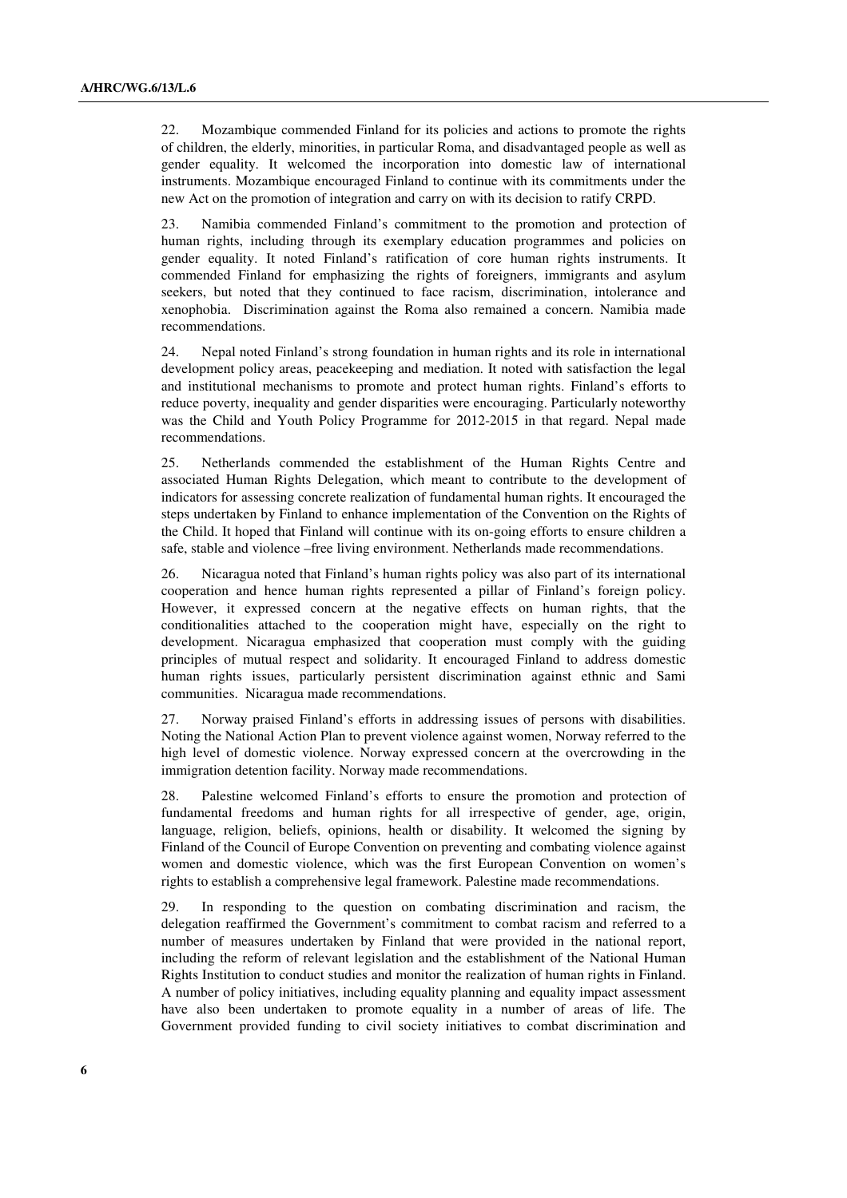22. Mozambique commended Finland for its policies and actions to promote the rights of children, the elderly, minorities, in particular Roma, and disadvantaged people as well as gender equality. It welcomed the incorporation into domestic law of international instruments. Mozambique encouraged Finland to continue with its commitments under the new Act on the promotion of integration and carry on with its decision to ratify CRPD.

23. Namibia commended Finland's commitment to the promotion and protection of human rights, including through its exemplary education programmes and policies on gender equality. It noted Finland's ratification of core human rights instruments. It commended Finland for emphasizing the rights of foreigners, immigrants and asylum seekers, but noted that they continued to face racism, discrimination, intolerance and xenophobia. Discrimination against the Roma also remained a concern. Namibia made recommendations.

24. Nepal noted Finland's strong foundation in human rights and its role in international development policy areas, peacekeeping and mediation. It noted with satisfaction the legal and institutional mechanisms to promote and protect human rights. Finland's efforts to reduce poverty, inequality and gender disparities were encouraging. Particularly noteworthy was the Child and Youth Policy Programme for 2012-2015 in that regard. Nepal made recommendations.

25. Netherlands commended the establishment of the Human Rights Centre and associated Human Rights Delegation, which meant to contribute to the development of indicators for assessing concrete realization of fundamental human rights. It encouraged the steps undertaken by Finland to enhance implementation of the Convention on the Rights of the Child. It hoped that Finland will continue with its on-going efforts to ensure children a safe, stable and violence –free living environment. Netherlands made recommendations.

26. Nicaragua noted that Finland's human rights policy was also part of its international cooperation and hence human rights represented a pillar of Finland's foreign policy. However, it expressed concern at the negative effects on human rights, that the conditionalities attached to the cooperation might have, especially on the right to development. Nicaragua emphasized that cooperation must comply with the guiding principles of mutual respect and solidarity. It encouraged Finland to address domestic human rights issues, particularly persistent discrimination against ethnic and Sami communities. Nicaragua made recommendations.

27. Norway praised Finland's efforts in addressing issues of persons with disabilities. Noting the National Action Plan to prevent violence against women, Norway referred to the high level of domestic violence. Norway expressed concern at the overcrowding in the immigration detention facility. Norway made recommendations.

28. Palestine welcomed Finland's efforts to ensure the promotion and protection of fundamental freedoms and human rights for all irrespective of gender, age, origin, language, religion, beliefs, opinions, health or disability. It welcomed the signing by Finland of the Council of Europe Convention on preventing and combating violence against women and domestic violence, which was the first European Convention on women's rights to establish a comprehensive legal framework. Palestine made recommendations.

29. In responding to the question on combating discrimination and racism, the delegation reaffirmed the Government's commitment to combat racism and referred to a number of measures undertaken by Finland that were provided in the national report, including the reform of relevant legislation and the establishment of the National Human Rights Institution to conduct studies and monitor the realization of human rights in Finland. A number of policy initiatives, including equality planning and equality impact assessment have also been undertaken to promote equality in a number of areas of life. The Government provided funding to civil society initiatives to combat discrimination and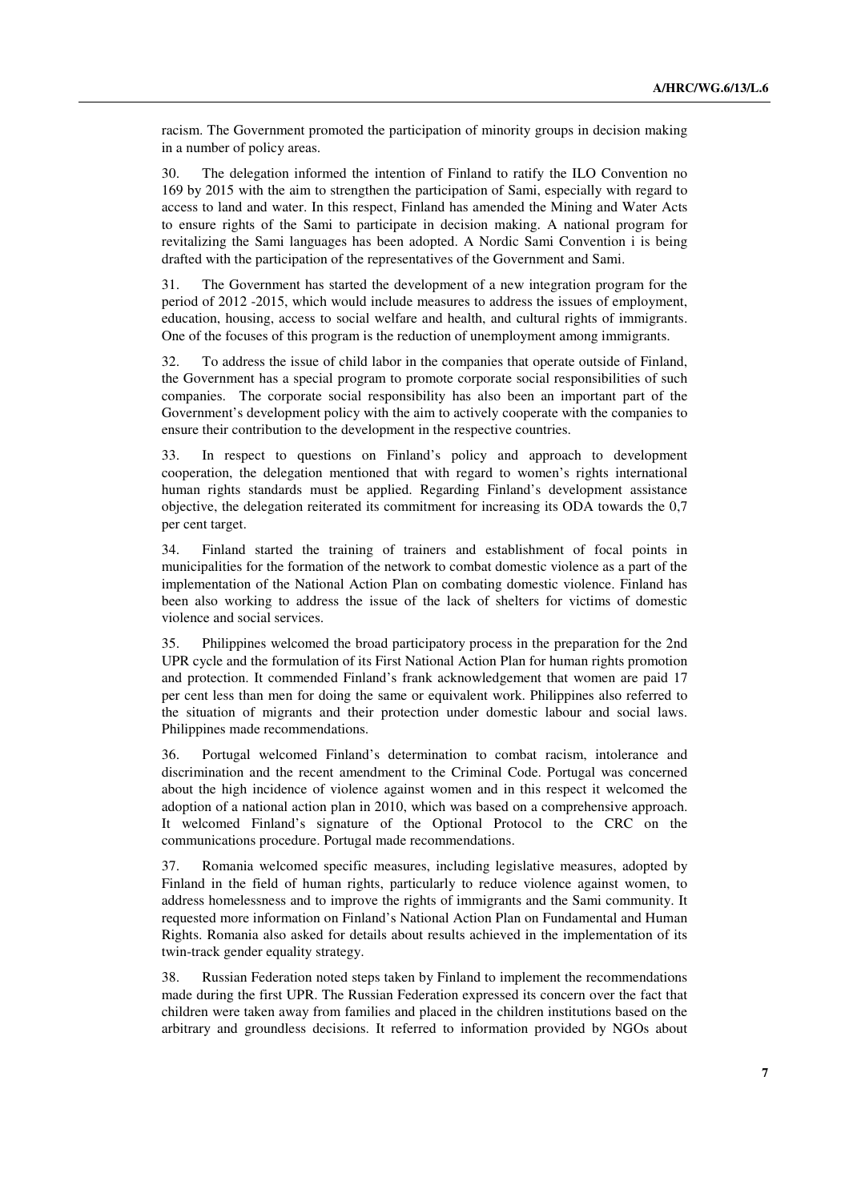racism. The Government promoted the participation of minority groups in decision making in a number of policy areas.

30. The delegation informed the intention of Finland to ratify the ILO Convention no 169 by 2015 with the aim to strengthen the participation of Sami, especially with regard to access to land and water. In this respect, Finland has amended the Mining and Water Acts to ensure rights of the Sami to participate in decision making. A national program for revitalizing the Sami languages has been adopted. A Nordic Sami Convention i is being drafted with the participation of the representatives of the Government and Sami.

31. The Government has started the development of a new integration program for the period of 2012 -2015, which would include measures to address the issues of employment, education, housing, access to social welfare and health, and cultural rights of immigrants. One of the focuses of this program is the reduction of unemployment among immigrants.

32. To address the issue of child labor in the companies that operate outside of Finland, the Government has a special program to promote corporate social responsibilities of such companies. The corporate social responsibility has also been an important part of the Government's development policy with the aim to actively cooperate with the companies to ensure their contribution to the development in the respective countries.

33. In respect to questions on Finland's policy and approach to development cooperation, the delegation mentioned that with regard to women's rights international human rights standards must be applied. Regarding Finland's development assistance objective, the delegation reiterated its commitment for increasing its ODA towards the 0,7 per cent target.

34. Finland started the training of trainers and establishment of focal points in municipalities for the formation of the network to combat domestic violence as a part of the implementation of the National Action Plan on combating domestic violence. Finland has been also working to address the issue of the lack of shelters for victims of domestic violence and social services.

35. Philippines welcomed the broad participatory process in the preparation for the 2nd UPR cycle and the formulation of its First National Action Plan for human rights promotion and protection. It commended Finland's frank acknowledgement that women are paid 17 per cent less than men for doing the same or equivalent work. Philippines also referred to the situation of migrants and their protection under domestic labour and social laws. Philippines made recommendations.

36. Portugal welcomed Finland's determination to combat racism, intolerance and discrimination and the recent amendment to the Criminal Code. Portugal was concerned about the high incidence of violence against women and in this respect it welcomed the adoption of a national action plan in 2010, which was based on a comprehensive approach. It welcomed Finland's signature of the Optional Protocol to the CRC on the communications procedure. Portugal made recommendations.

37. Romania welcomed specific measures, including legislative measures, adopted by Finland in the field of human rights, particularly to reduce violence against women, to address homelessness and to improve the rights of immigrants and the Sami community. It requested more information on Finland's National Action Plan on Fundamental and Human Rights. Romania also asked for details about results achieved in the implementation of its twin-track gender equality strategy.

38. Russian Federation noted steps taken by Finland to implement the recommendations made during the first UPR. The Russian Federation expressed its concern over the fact that children were taken away from families and placed in the children institutions based on the arbitrary and groundless decisions. It referred to information provided by NGOs about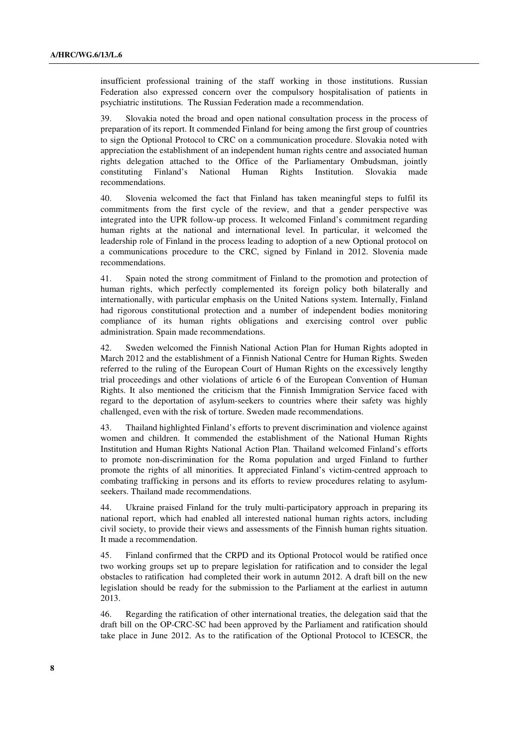insufficient professional training of the staff working in those institutions. Russian Federation also expressed concern over the compulsory hospitalisation of patients in psychiatric institutions. The Russian Federation made a recommendation.

39. Slovakia noted the broad and open national consultation process in the process of preparation of its report. It commended Finland for being among the first group of countries to sign the Optional Protocol to CRC on a communication procedure. Slovakia noted with appreciation the establishment of an independent human rights centre and associated human rights delegation attached to the Office of the Parliamentary Ombudsman, jointly constituting Finland's National Human Rights Institution. Slovakia made recommendations.

40. Slovenia welcomed the fact that Finland has taken meaningful steps to fulfil its commitments from the first cycle of the review, and that a gender perspective was integrated into the UPR follow-up process. It welcomed Finland's commitment regarding human rights at the national and international level. In particular, it welcomed the leadership role of Finland in the process leading to adoption of a new Optional protocol on a communications procedure to the CRC, signed by Finland in 2012. Slovenia made recommendations.

41. Spain noted the strong commitment of Finland to the promotion and protection of human rights, which perfectly complemented its foreign policy both bilaterally and internationally, with particular emphasis on the United Nations system. Internally, Finland had rigorous constitutional protection and a number of independent bodies monitoring compliance of its human rights obligations and exercising control over public administration. Spain made recommendations.

42. Sweden welcomed the Finnish National Action Plan for Human Rights adopted in March 2012 and the establishment of a Finnish National Centre for Human Rights. Sweden referred to the ruling of the European Court of Human Rights on the excessively lengthy trial proceedings and other violations of article 6 of the European Convention of Human Rights. It also mentioned the criticism that the Finnish Immigration Service faced with regard to the deportation of asylum-seekers to countries where their safety was highly challenged, even with the risk of torture. Sweden made recommendations.

43. Thailand highlighted Finland's efforts to prevent discrimination and violence against women and children. It commended the establishment of the National Human Rights Institution and Human Rights National Action Plan. Thailand welcomed Finland's efforts to promote non-discrimination for the Roma population and urged Finland to further promote the rights of all minorities. It appreciated Finland's victim-centred approach to combating trafficking in persons and its efforts to review procedures relating to asylum-seekers. Thailand made recommendations.

44. Ukraine praised Finland for the truly multi-participatory approach in preparing its national report, which had enabled all interested national human rights actors, including civil society, to provide their views and assessments of the Finnish human rights situation. It made a recommendation.

45. Finland confirmed that the CRPD and its Optional Protocol would be ratified once two working groups set up to prepare legislation for ratification and to consider the legal obstacles to ratification had completed their work in autumn 2012. A draft bill on the new legislation should be ready for the submission to the Parliament at the earliest in autumn 2013.

46. Regarding the ratification of other international treaties, the delegation said that the draft bill on the OP-CRC-SC had been approved by the Parliament and ratification should take place in June 2012. As to the ratification of the Optional Protocol to ICESCR, the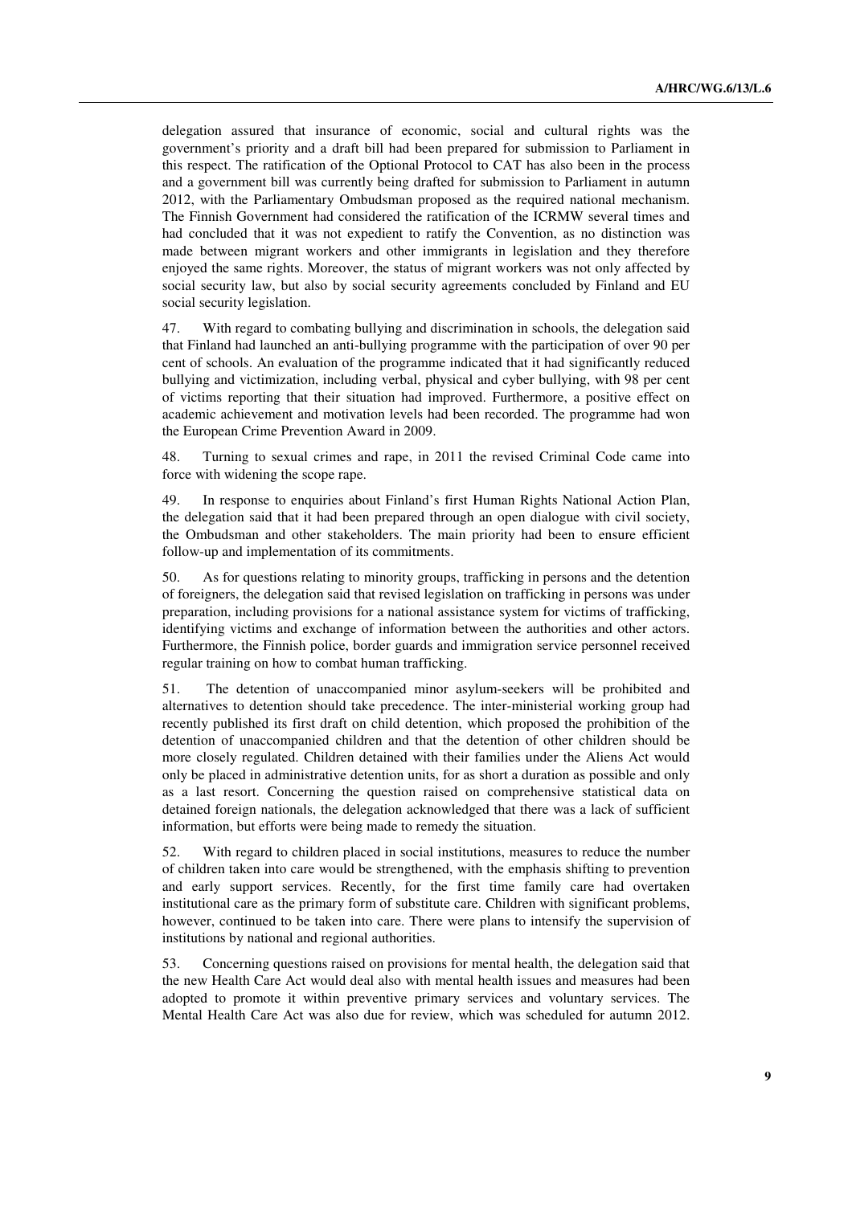delegation assured that insurance of economic, social and cultural rights was the government's priority and a draft bill had been prepared for submission to Parliament in this respect. The ratification of the Optional Protocol to CAT has also been in the process and a government bill was currently being drafted for submission to Parliament in autumn 2012, with the Parliamentary Ombudsman proposed as the required national mechanism. The Finnish Government had considered the ratification of the ICRMW several times and had concluded that it was not expedient to ratify the Convention, as no distinction was made between migrant workers and other immigrants in legislation and they therefore enjoyed the same rights. Moreover, the status of migrant workers was not only affected by social security law, but also by social security agreements concluded by Finland and EU social security legislation.

47. With regard to combating bullying and discrimination in schools, the delegation said that Finland had launched an anti-bullying programme with the participation of over 90 per cent of schools. An evaluation of the programme indicated that it had significantly reduced bullying and victimization, including verbal, physical and cyber bullying, with 98 per cent of victims reporting that their situation had improved. Furthermore, a positive effect on academic achievement and motivation levels had been recorded. The programme had won the European Crime Prevention Award in 2009.

48. Turning to sexual crimes and rape, in 2011 the revised Criminal Code came into force with widening the scope rape.

49. In response to enquiries about Finland's first Human Rights National Action Plan, the delegation said that it had been prepared through an open dialogue with civil society, the Ombudsman and other stakeholders. The main priority had been to ensure efficient follow-up and implementation of its commitments.

50. As for questions relating to minority groups, trafficking in persons and the detention of foreigners, the delegation said that revised legislation on trafficking in persons was under preparation, including provisions for a national assistance system for victims of trafficking, identifying victims and exchange of information between the authorities and other actors. Furthermore, the Finnish police, border guards and immigration service personnel received regular training on how to combat human trafficking.

51. The detention of unaccompanied minor asylum-seekers will be prohibited and alternatives to detention should take precedence. The inter-ministerial working group had recently published its first draft on child detention, which proposed the prohibition of the detention of unaccompanied children and that the detention of other children should be more closely regulated. Children detained with their families under the Aliens Act would only be placed in administrative detention units, for as short a duration as possible and only as a last resort. Concerning the question raised on comprehensive statistical data on detained foreign nationals, the delegation acknowledged that there was a lack of sufficient information, but efforts were being made to remedy the situation.

52. With regard to children placed in social institutions, measures to reduce the number of children taken into care would be strengthened, with the emphasis shifting to prevention and early support services. Recently, for the first time family care had overtaken institutional care as the primary form of substitute care. Children with significant problems, however, continued to be taken into care. There were plans to intensify the supervision of institutions by national and regional authorities.

53. Concerning questions raised on provisions for mental health, the delegation said that the new Health Care Act would deal also with mental health issues and measures had been adopted to promote it within preventive primary services and voluntary services. The Mental Health Care Act was also due for review, which was scheduled for autumn 2012.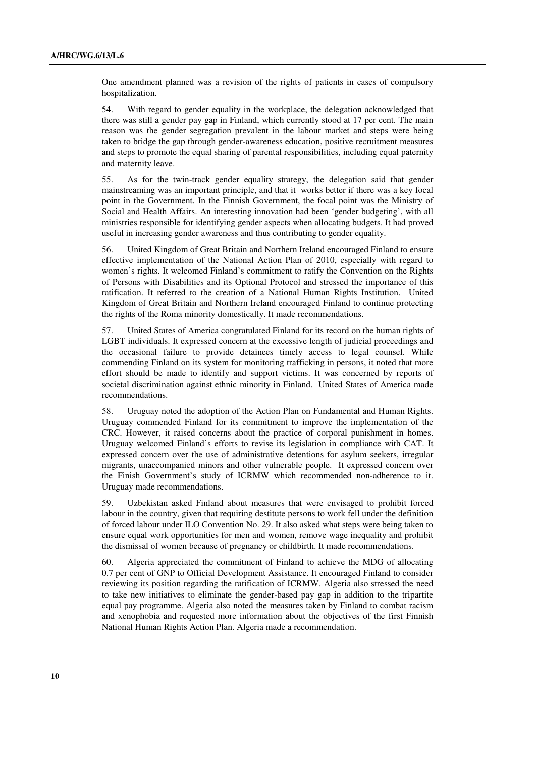One amendment planned was a revision of the rights of patients in cases of compulsory hospitalization.

54. With regard to gender equality in the workplace, the delegation acknowledged that there was still a gender pay gap in Finland, which currently stood at 17 per cent. The main reason was the gender segregation prevalent in the labour market and steps were being taken to bridge the gap through gender-awareness education, positive recruitment measures and steps to promote the equal sharing of parental responsibilities, including equal paternity and maternity leave.

55. As for the twin-track gender equality strategy, the delegation said that gender mainstreaming was an important principle, and that it works better if there was a key focal point in the Government. In the Finnish Government, the focal point was the Ministry of Social and Health Affairs. An interesting innovation had been 'gender budgeting', with all ministries responsible for identifying gender aspects when allocating budgets. It had proved useful in increasing gender awareness and thus contributing to gender equality.

56. United Kingdom of Great Britain and Northern Ireland encouraged Finland to ensure effective implementation of the National Action Plan of 2010, especially with regard to women's rights. It welcomed Finland's commitment to ratify the Convention on the Rights of Persons with Disabilities and its Optional Protocol and stressed the importance of this ratification. It referred to the creation of a National Human Rights Institution. United Kingdom of Great Britain and Northern Ireland encouraged Finland to continue protecting the rights of the Roma minority domestically. It made recommendations.

57. United States of America congratulated Finland for its record on the human rights of LGBT individuals. It expressed concern at the excessive length of judicial proceedings and the occasional failure to provide detainees timely access to legal counsel. While commending Finland on its system for monitoring trafficking in persons, it noted that more effort should be made to identify and support victims. It was concerned by reports of societal discrimination against ethnic minority in Finland. United States of America made recommendations.

58. Uruguay noted the adoption of the Action Plan on Fundamental and Human Rights. Uruguay commended Finland for its commitment to improve the implementation of the CRC. However, it raised concerns about the practice of corporal punishment in homes. Uruguay welcomed Finland's efforts to revise its legislation in compliance with CAT. It expressed concern over the use of administrative detentions for asylum seekers, irregular migrants, unaccompanied minors and other vulnerable people. It expressed concern over the Finish Government's study of ICRMW which recommended non-adherence to it. Uruguay made recommendations.

59. Uzbekistan asked Finland about measures that were envisaged to prohibit forced labour in the country, given that requiring destitute persons to work fell under the definition of forced labour under ILO Convention No. 29. It also asked what steps were being taken to ensure equal work opportunities for men and women, remove wage inequality and prohibit the dismissal of women because of pregnancy or childbirth. It made recommendations.

60. Algeria appreciated the commitment of Finland to achieve the MDG of allocating 0.7 per cent of GNP to Official Development Assistance. It encouraged Finland to consider reviewing its position regarding the ratification of ICRMW. Algeria also stressed the need to take new initiatives to eliminate the gender-based pay gap in addition to the tripartite equal pay programme. Algeria also noted the measures taken by Finland to combat racism and xenophobia and requested more information about the objectives of the first Finnish National Human Rights Action Plan. Algeria made a recommendation.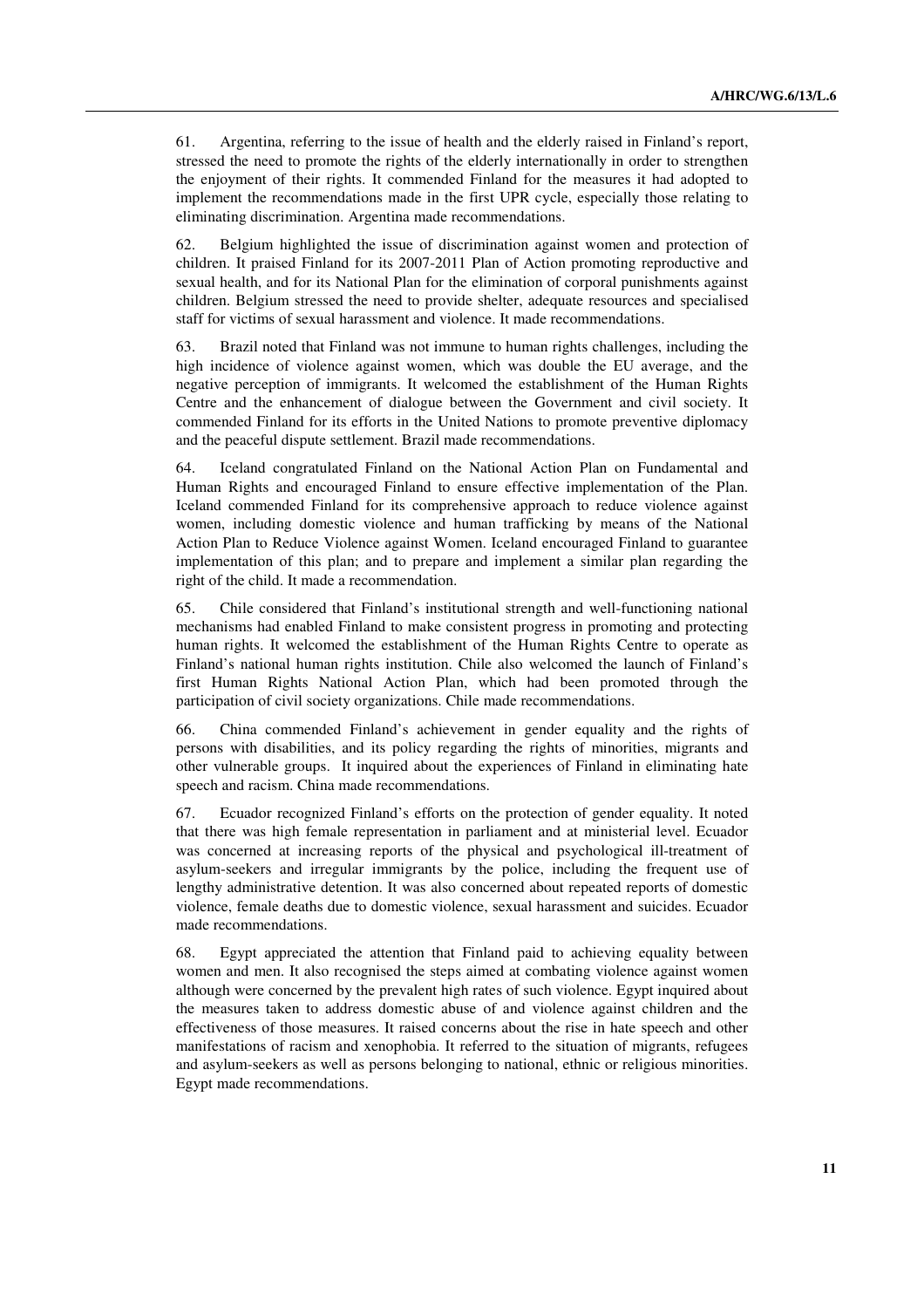61. Argentina, referring to the issue of health and the elderly raised in Finland's report, stressed the need to promote the rights of the elderly internationally in order to strengthen the enjoyment of their rights. It commended Finland for the measures it had adopted to implement the recommendations made in the first UPR cycle, especially those relating to eliminating discrimination. Argentina made recommendations.

62. Belgium highlighted the issue of discrimination against women and protection of children. It praised Finland for its 2007-2011 Plan of Action promoting reproductive and sexual health, and for its National Plan for the elimination of corporal punishments against children. Belgium stressed the need to provide shelter, adequate resources and specialised staff for victims of sexual harassment and violence. It made recommendations.

63. Brazil noted that Finland was not immune to human rights challenges, including the high incidence of violence against women, which was double the EU average, and the negative perception of immigrants. It welcomed the establishment of the Human Rights Centre and the enhancement of dialogue between the Government and civil society. It commended Finland for its efforts in the United Nations to promote preventive diplomacy and the peaceful dispute settlement. Brazil made recommendations.

64. Iceland congratulated Finland on the National Action Plan on Fundamental and Human Rights and encouraged Finland to ensure effective implementation of the Plan. Iceland commended Finland for its comprehensive approach to reduce violence against women, including domestic violence and human trafficking by means of the National Action Plan to Reduce Violence against Women. Iceland encouraged Finland to guarantee implementation of this plan; and to prepare and implement a similar plan regarding the right of the child. It made a recommendation.

65. Chile considered that Finland's institutional strength and well-functioning national mechanisms had enabled Finland to make consistent progress in promoting and protecting human rights. It welcomed the establishment of the Human Rights Centre to operate as Finland's national human rights institution. Chile also welcomed the launch of Finland's first Human Rights National Action Plan, which had been promoted through the participation of civil society organizations. Chile made recommendations.

66. China commended Finland's achievement in gender equality and the rights of persons with disabilities, and its policy regarding the rights of minorities, migrants and other vulnerable groups. It inquired about the experiences of Finland in eliminating hate speech and racism. China made recommendations.

67. Ecuador recognized Finland's efforts on the protection of gender equality. It noted that there was high female representation in parliament and at ministerial level. Ecuador was concerned at increasing reports of the physical and psychological ill-treatment of asylum-seekers and irregular immigrants by the police, including the frequent use of lengthy administrative detention. It was also concerned about repeated reports of domestic violence, female deaths due to domestic violence, sexual harassment and suicides. Ecuador made recommendations.

68. Egypt appreciated the attention that Finland paid to achieving equality between women and men. It also recognised the steps aimed at combating violence against women although were concerned by the prevalent high rates of such violence. Egypt inquired about the measures taken to address domestic abuse of and violence against children and the effectiveness of those measures. It raised concerns about the rise in hate speech and other manifestations of racism and xenophobia. It referred to the situation of migrants, refugees and asylum-seekers as well as persons belonging to national, ethnic or religious minorities. Egypt made recommendations.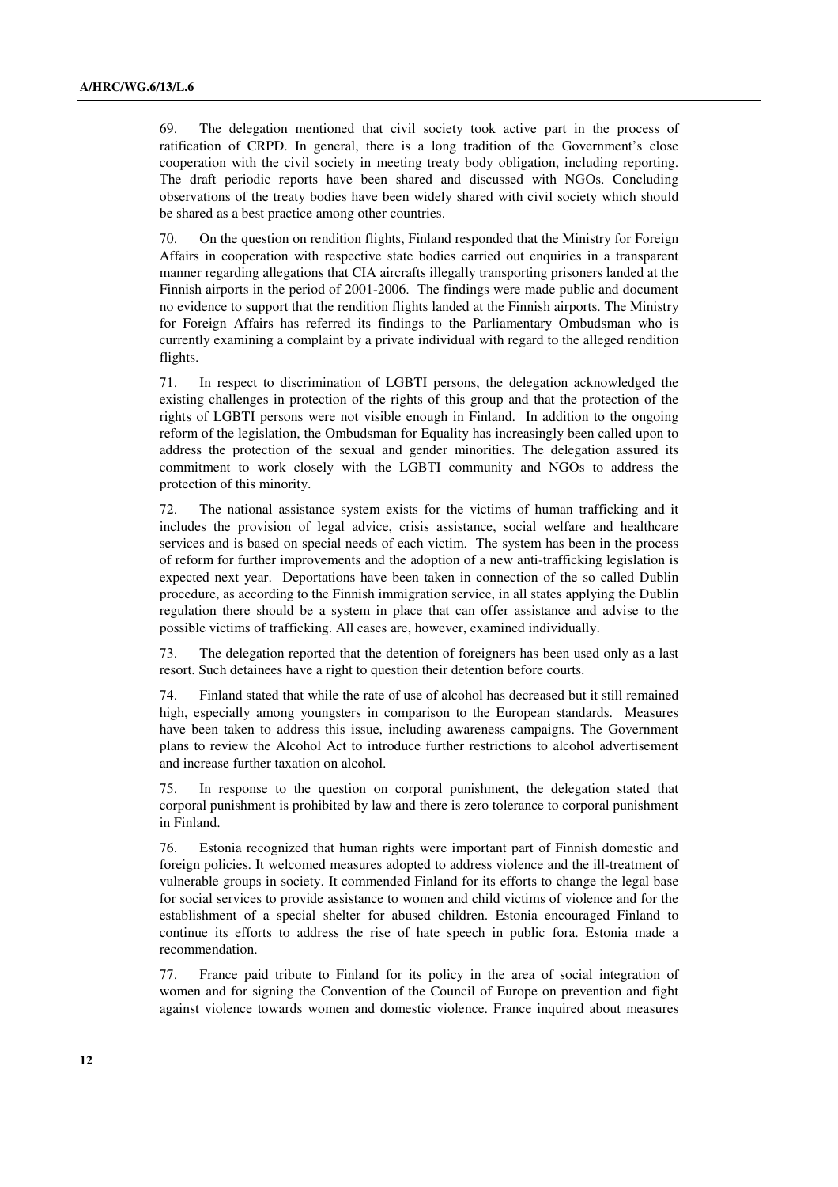69. The delegation mentioned that civil society took active part in the process of ratification of CRPD. In general, there is a long tradition of the Government's close cooperation with the civil society in meeting treaty body obligation, including reporting. The draft periodic reports have been shared and discussed with NGOs. Concluding observations of the treaty bodies have been widely shared with civil society which should be shared as a best practice among other countries.

70. On the question on rendition flights, Finland responded that the Ministry for Foreign Affairs in cooperation with respective state bodies carried out enquiries in a transparent manner regarding allegations that CIA aircrafts illegally transporting prisoners landed at the Finnish airports in the period of 2001-2006. The findings were made public and document no evidence to support that the rendition flights landed at the Finnish airports. The Ministry for Foreign Affairs has referred its findings to the Parliamentary Ombudsman who is currently examining a complaint by a private individual with regard to the alleged rendition flights.

71. In respect to discrimination of LGBTI persons, the delegation acknowledged the existing challenges in protection of the rights of this group and that the protection of the rights of LGBTI persons were not visible enough in Finland. In addition to the ongoing reform of the legislation, the Ombudsman for Equality has increasingly been called upon to address the protection of the sexual and gender minorities. The delegation assured its commitment to work closely with the LGBTI community and NGOs to address the protection of this minority.

72. The national assistance system exists for the victims of human trafficking and it includes the provision of legal advice, crisis assistance, social welfare and healthcare services and is based on special needs of each victim. The system has been in the process of reform for further improvements and the adoption of a new anti-trafficking legislation is expected next year. Deportations have been taken in connection of the so called Dublin procedure, as according to the Finnish immigration service, in all states applying the Dublin regulation there should be a system in place that can offer assistance and advise to the possible victims of trafficking. All cases are, however, examined individually.

73. The delegation reported that the detention of foreigners has been used only as a last resort. Such detainees have a right to question their detention before courts.

74. Finland stated that while the rate of use of alcohol has decreased but it still remained high, especially among youngsters in comparison to the European standards. Measures have been taken to address this issue, including awareness campaigns. The Government plans to review the Alcohol Act to introduce further restrictions to alcohol advertisement and increase further taxation on alcohol.

75. In response to the question on corporal punishment, the delegation stated that corporal punishment is prohibited by law and there is zero tolerance to corporal punishment in Finland.

76. Estonia recognized that human rights were important part of Finnish domestic and foreign policies. It welcomed measures adopted to address violence and the ill-treatment of vulnerable groups in society. It commended Finland for its efforts to change the legal base for social services to provide assistance to women and child victims of violence and for the establishment of a special shelter for abused children. Estonia encouraged Finland to continue its efforts to address the rise of hate speech in public fora. Estonia made a recommendation.

77. France paid tribute to Finland for its policy in the area of social integration of women and for signing the Convention of the Council of Europe on prevention and fight against violence towards women and domestic violence. France inquired about measures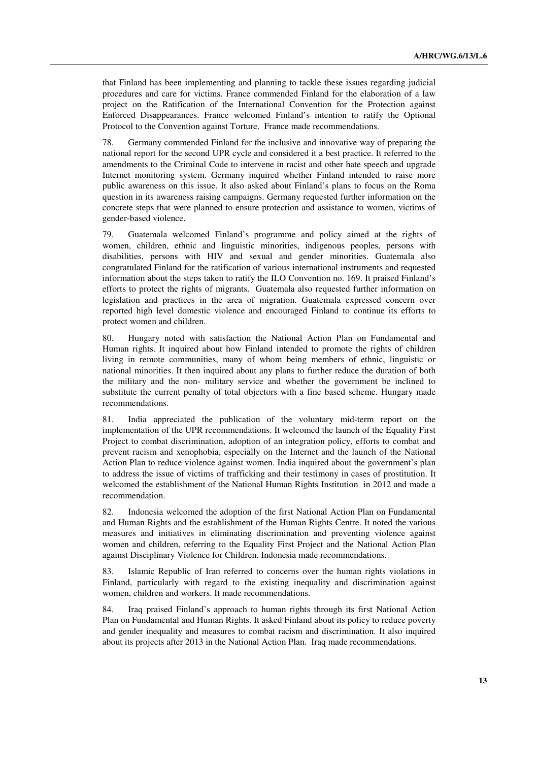that Finland has been implementing and planning to tackle these issues regarding judicial procedures and care for victims. France commended Finland for the elaboration of a law project on the Ratification of the International Convention for the Protection against Enforced Disappearances. France welcomed Finland's intention to ratify the Optional Protocol to the Convention against Torture. France made recommendations.

78. Germany commended Finland for the inclusive and innovative way of preparing the national report for the second UPR cycle and considered it a best practice. It referred to the amendments to the Criminal Code to intervene in racist and other hate speech and upgrade Internet monitoring system. Germany inquired whether Finland intended to raise more public awareness on this issue. It also asked about Finland's plans to focus on the Roma question in its awareness raising campaigns. Germany requested further information on the concrete steps that were planned to ensure protection and assistance to women, victims of gender-based violence.

79. Guatemala welcomed Finland's programme and policy aimed at the rights of women, children, ethnic and linguistic minorities, indigenous peoples, persons with disabilities, persons with HIV and sexual and gender minorities. Guatemala also congratulated Finland for the ratification of various international instruments and requested information about the steps taken to ratify the ILO Convention no. 169. It praised Finland's efforts to protect the rights of migrants. Guatemala also requested further information on legislation and practices in the area of migration. Guatemala expressed concern over reported high level domestic violence and encouraged Finland to continue its efforts to protect women and children.

80. Hungary noted with satisfaction the National Action Plan on Fundamental and Human rights. It inquired about how Finland intended to promote the rights of children living in remote communities, many of whom being members of ethnic, linguistic or national minorities. It then inquired about any plans to further reduce the duration of both the military and the non- military service and whether the government be inclined to substitute the current penalty of total objectors with a fine based scheme. Hungary made recommendations.

81. India appreciated the publication of the voluntary mid-term report on the implementation of the UPR recommendations. It welcomed the launch of the Equality First Project to combat discrimination, adoption of an integration policy, efforts to combat and prevent racism and xenophobia, especially on the Internet and the launch of the National Action Plan to reduce violence against women. India inquired about the government's plan to address the issue of victims of trafficking and their testimony in cases of prostitution. It welcomed the establishment of the National Human Rights Institution in 2012 and made a recommendation.

82. Indonesia welcomed the adoption of the first National Action Plan on Fundamental and Human Rights and the establishment of the Human Rights Centre. It noted the various measures and initiatives in eliminating discrimination and preventing violence against women and children, referring to the Equality First Project and the National Action Plan against Disciplinary Violence for Children. Indonesia made recommendations.

83. Islamic Republic of Iran referred to concerns over the human rights violations in Finland, particularly with regard to the existing inequality and discrimination against women, children and workers. It made recommendations.

84. Iraq praised Finland's approach to human rights through its first National Action Plan on Fundamental and Human Rights. It asked Finland about its policy to reduce poverty and gender inequality and measures to combat racism and discrimination. It also inquired about its projects after 2013 in the National Action Plan. Iraq made recommendations.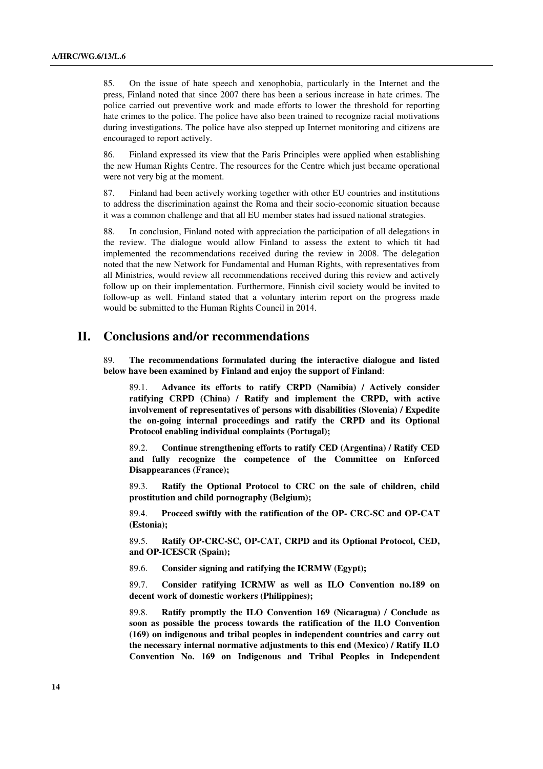85. On the issue of hate speech and xenophobia, particularly in the Internet and the press, Finland noted that since 2007 there has been a serious increase in hate crimes. The police carried out preventive work and made efforts to lower the threshold for reporting hate crimes to the police. The police have also been trained to recognize racial motivations during investigations. The police have also stepped up Internet monitoring and citizens are encouraged to report actively.

86. Finland expressed its view that the Paris Principles were applied when establishing the new Human Rights Centre. The resources for the Centre which just became operational were not very big at the moment.

87. Finland had been actively working together with other EU countries and institutions to address the discrimination against the Roma and their socio-economic situation because it was a common challenge and that all EU member states had issued national strategies.

88. In conclusion, Finland noted with appreciation the participation of all delegations in the review. The dialogue would allow Finland to assess the extent to which tit had implemented the recommendations received during the review in 2008. The delegation noted that the new Network for Fundamental and Human Rights, with representatives from all Ministries, would review all recommendations received during this review and actively follow up on their implementation. Furthermore, Finnish civil society would be invited to follow-up as well. Finland stated that a voluntary interim report on the progress made would be submitted to the Human Rights Council in 2014.

# II. Conclusions and/or recommendations

89. **The recommendations formulated during the interactive dialogue and listed below have been examined by Finland and enjoy the support of Finland**:

89.1. **Advance its efforts to ratify CRPD (Namibia) / Actively consider ratifying CRPD (China) / Ratify and implement the CRPD, with active involvement of representatives of persons with disabilities (Slovenia) / Expedite the on-going internal proceedings and ratify the CRPD and its Optional Protocol enabling individual complaints (Portugal);**

89.2. **Continue strengthening efforts to ratify CED (Argentina) / Ratify CED and fully recognize the competence of the Committee on Enforced Disappearances (France);**

89.3. **Ratify the Optional Protocol to CRC on the sale of children, child prostitution and child pornography (Belgium);**

89.4. **Proceed swiftly with the ratification of the OP- CRC-SC and OP-CAT (Estonia);**

89.5. **Ratify OP-CRC-SC, OP-CAT, CRPD and its Optional Protocol, CED, and OP-ICESCR (Spain);**

89.6. **Consider signing and ratifying the ICRMW (Egypt);**

89.7. **Consider ratifying ICRMW as well as ILO Convention no.189 on decent work of domestic workers (Philippines);**

89.8. **Ratify promptly the ILO Convention 169 (Nicaragua) / Conclude as soon as possible the process towards the ratification of the ILO Convention (169) on indigenous and tribal peoples in independent countries and carry out the necessary internal normative adjustments to this end (Mexico) / Ratify ILO Convention No. 169 on Indigenous and Tribal Peoples in Independent**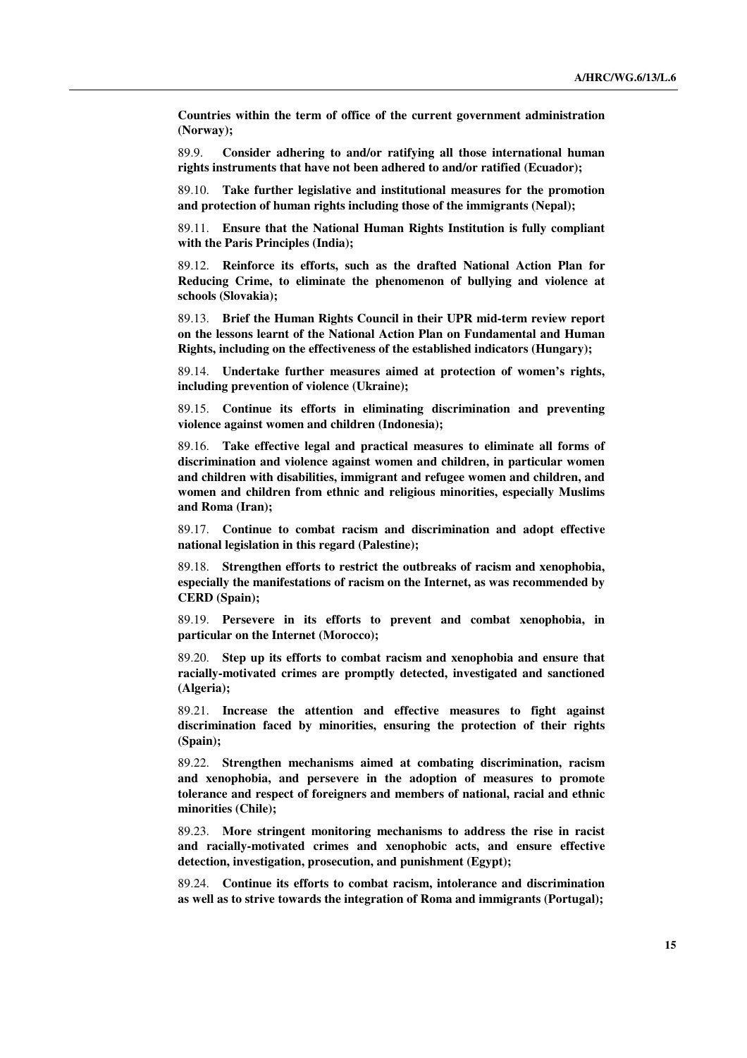**Countries within the term of office of the current government administration (Norway);**

89.9. **Consider adhering to and/or ratifying all those international human rights instruments that have not been adhered to and/or ratified (Ecuador);**

89.10. **Take further legislative and institutional measures for the promotion and protection of human rights including those of the immigrants (Nepal);**

89.11. **Ensure that the National Human Rights Institution is fully compliant with the Paris Principles (India);**

89.12. **Reinforce its efforts, such as the drafted National Action Plan for Reducing Crime, to eliminate the phenomenon of bullying and violence at schools (Slovakia);**

89.13. **Brief the Human Rights Council in their UPR mid-term review report on the lessons learnt of the National Action Plan on Fundamental and Human Rights, including on the effectiveness of the established indicators (Hungary);**

89.14. **Undertake further measures aimed at protection of women's rights, including prevention of violence (Ukraine);**

89.15. **Continue its efforts in eliminating discrimination and preventing violence against women and children (Indonesia);**

89.16. **Take effective legal and practical measures to eliminate all forms of discrimination and violence against women and children, in particular women and children with disabilities, immigrant and refugee women and children, and women and children from ethnic and religious minorities, especially Muslims and Roma (Iran);**

89.17. **Continue to combat racism and discrimination and adopt effective national legislation in this regard (Palestine);**

89.18. **Strengthen efforts to restrict the outbreaks of racism and xenophobia, especially the manifestations of racism on the Internet, as was recommended by CERD (Spain);**

89.19. **Persevere in its efforts to prevent and combat xenophobia, in particular on the Internet (Morocco);**

89.20. **Step up its efforts to combat racism and xenophobia and ensure that racially-motivated crimes are promptly detected, investigated and sanctioned (Algeria);**

89.21. **Increase the attention and effective measures to fight against discrimination faced by minorities, ensuring the protection of their rights (Spain);**

89.22. **Strengthen mechanisms aimed at combating discrimination, racism and xenophobia, and persevere in the adoption of measures to promote tolerance and respect of foreigners and members of national, racial and ethnic minorities (Chile);**

89.23. **More stringent monitoring mechanisms to address the rise in racist and racially-motivated crimes and xenophobic acts, and ensure effective detection, investigation, prosecution, and punishment (Egypt);**

89.24. **Continue its efforts to combat racism, intolerance and discrimination as well as to strive towards the integration of Roma and immigrants (Portugal);**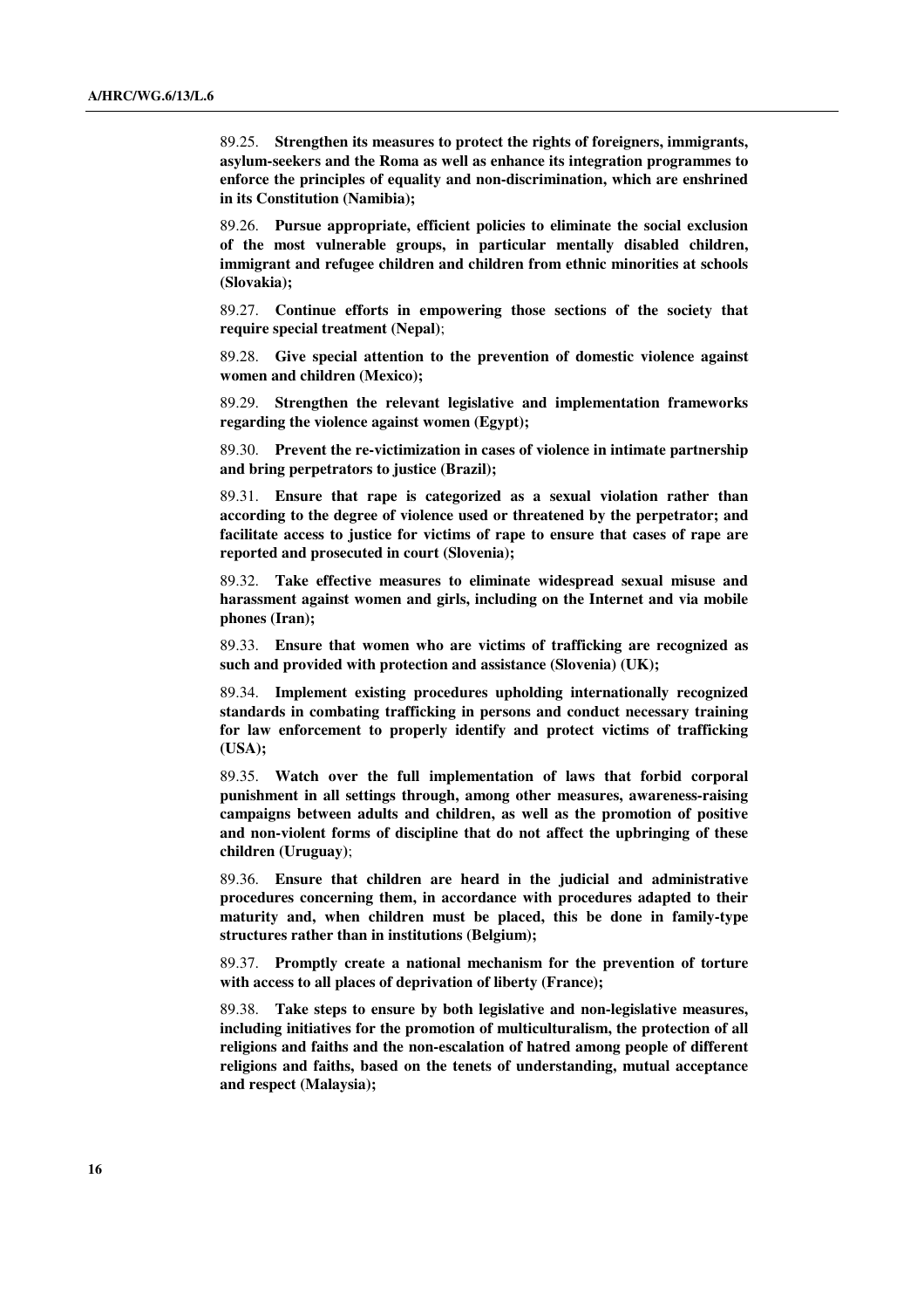89.25. **Strengthen its measures to protect the rights of foreigners, immigrants, asylum-seekers and the Roma as well as enhance its integration programmes to enforce the principles of equality and non-discrimination, which are enshrined in its Constitution (Namibia);**

89.26. **Pursue appropriate, efficient policies to eliminate the social exclusion of the most vulnerable groups, in particular mentally disabled children, immigrant and refugee children and children from ethnic minorities at schools (Slovakia);**

89.27. **Continue efforts in empowering those sections of the society that require special treatment (Nepal)**;

89.28. **Give special attention to the prevention of domestic violence against women and children (Mexico);**

89.29. **Strengthen the relevant legislative and implementation frameworks regarding the violence against women (Egypt);**

89.30. **Prevent the re-victimization in cases of violence in intimate partnership and bring perpetrators to justice (Brazil);**

89.31. **Ensure that rape is categorized as a sexual violation rather than according to the degree of violence used or threatened by the perpetrator; and facilitate access to justice for victims of rape to ensure that cases of rape are reported and prosecuted in court (Slovenia);**

89.32. **Take effective measures to eliminate widespread sexual misuse and harassment against women and girls, including on the Internet and via mobile phones (Iran);**

89.33. **Ensure that women who are victims of trafficking are recognized as such and provided with protection and assistance (Slovenia) (UK);**

89.34. **Implement existing procedures upholding internationally recognized standards in combating trafficking in persons and conduct necessary training for law enforcement to properly identify and protect victims of trafficking (USA);**

89.35. **Watch over the full implementation of laws that forbid corporal punishment in all settings through, among other measures, awareness-raising campaigns between adults and children, as well as the promotion of positive and non-violent forms of discipline that do not affect the upbringing of these children (Uruguay)**;

89.36. **Ensure that children are heard in the judicial and administrative procedures concerning them, in accordance with procedures adapted to their maturity and, when children must be placed, this be done in family-type structures rather than in institutions (Belgium);**

89.37. **Promptly create a national mechanism for the prevention of torture with access to all places of deprivation of liberty (France);**

89.38. **Take steps to ensure by both legislative and non-legislative measures, including initiatives for the promotion of multiculturalism, the protection of all religions and faiths and the non-escalation of hatred among people of different religions and faiths, based on the tenets of understanding, mutual acceptance and respect (Malaysia);**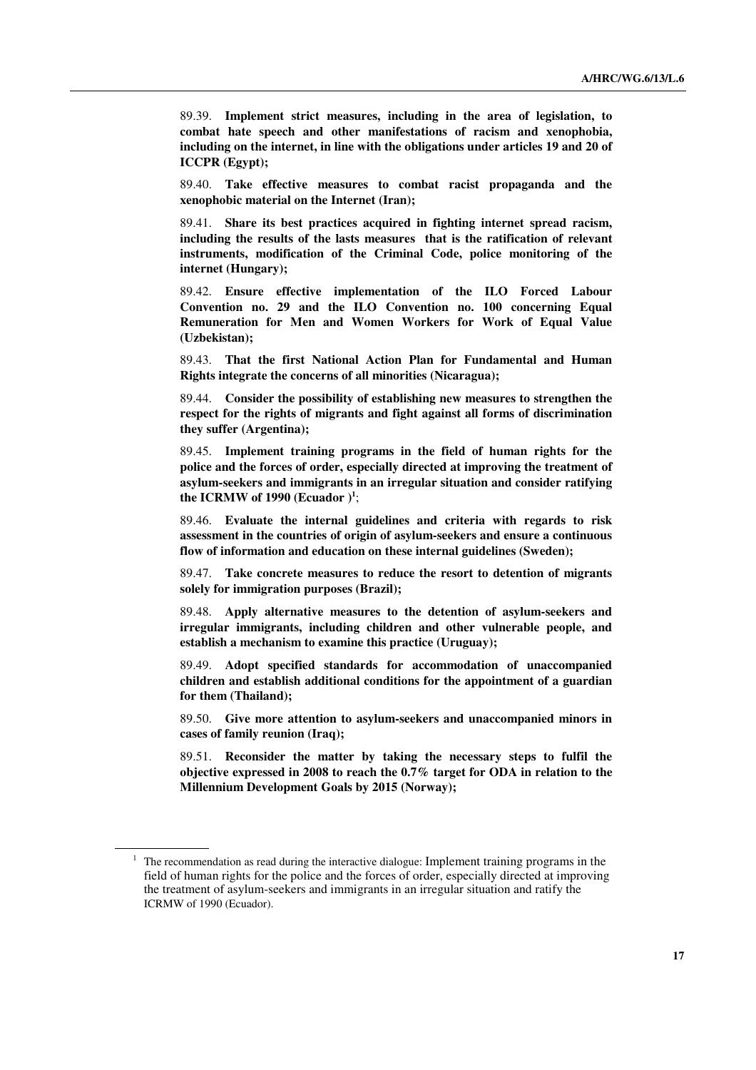89.39. **Implement strict measures, including in the area of legislation, to combat hate speech and other manifestations of racism and xenophobia, including on the internet, in line with the obligations under articles 19 and 20 of ICCPR (Egypt);**

89.40. **Take effective measures to combat racist propaganda and the xenophobic material on the Internet (Iran);**

89.41. **Share its best practices acquired in fighting internet spread racism, including the results of the lasts measures that is the ratification of relevant instruments, modification of the Criminal Code, police monitoring of the internet (Hungary);**

89.42. **Ensure effective implementation of the ILO Forced Labour Convention no. 29 and the ILO Convention no. 100 concerning Equal Remuneration for Men and Women Workers for Work of Equal Value (Uzbekistan);**

89.43. **That the first National Action Plan for Fundamental and Human Rights integrate the concerns of all minorities (Nicaragua);**

89.44. **Consider the possibility of establishing new measures to strengthen the respect for the rights of migrants and fight against all forms of discrimination they suffer (Argentina);**

89.45. **Implement training programs in the field of human rights for the police and the forces of order, especially directed at improving the treatment of asylum-seekers and immigrants in an irregular situation and consider ratifying the ICRMW of 1990 (Ecuador )**[1];

89.46. **Evaluate the internal guidelines and criteria with regards to risk assessment in the countries of origin of asylum-seekers and ensure a continuous flow of information and education on these internal guidelines (Sweden);**

89.47. **Take concrete measures to reduce the resort to detention of migrants solely for immigration purposes (Brazil);**

89.48. **Apply alternative measures to the detention of asylum-seekers and irregular immigrants, including children and other vulnerable people, and establish a mechanism to examine this practice (Uruguay);**

89.49. **Adopt specified standards for accommodation of unaccompanied children and establish additional conditions for the appointment of a guardian for them (Thailand);**

89.50. **Give more attention to asylum-seekers and unaccompanied minors in cases of family reunion (Iraq);**

89.51. **Reconsider the matter by taking the necessary steps to fulfil the objective expressed in 2008 to reach the 0.7% target for ODA in relation to the Millennium Development Goals by 2015 (Norway);**

---

[1] The recommendation as read during the interactive dialogue: Implement training programs in the field of human rights for the police and the forces of order, especially directed at improving the treatment of asylum-seekers and immigrants in an irregular situation and ratify the ICRMW of 1990 (Ecuador).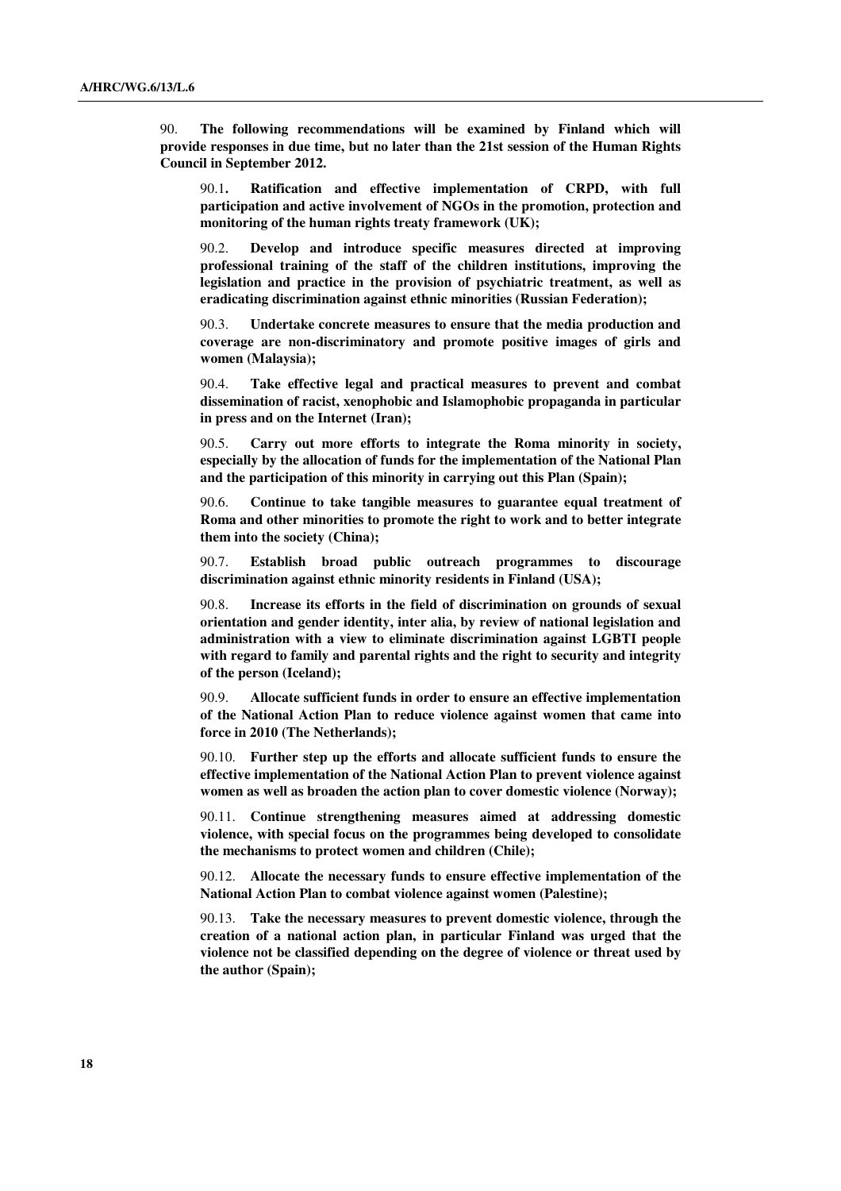90. **The following recommendations will be examined by Finland which will provide responses in due time, but no later than the 21st session of the Human Rights Council in September 2012.**

90.1**.** **Ratification and effective implementation of CRPD, with full participation and active involvement of NGOs in the promotion, protection and monitoring of the human rights treaty framework (UK);**

90.2. **Develop and introduce specific measures directed at improving professional training of the staff of the children institutions, improving the legislation and practice in the provision of psychiatric treatment, as well as eradicating discrimination against ethnic minorities (Russian Federation);**

90.3. **Undertake concrete measures to ensure that the media production and coverage are non-discriminatory and promote positive images of girls and women (Malaysia);**

90.4. **Take effective legal and practical measures to prevent and combat dissemination of racist, xenophobic and Islamophobic propaganda in particular in press and on the Internet (Iran);**

90.5. **Carry out more efforts to integrate the Roma minority in society, especially by the allocation of funds for the implementation of the National Plan and the participation of this minority in carrying out this Plan (Spain);**

90.6. **Continue to take tangible measures to guarantee equal treatment of Roma and other minorities to promote the right to work and to better integrate them into the society (China);**

90.7. **Establish broad public outreach programmes to discourage discrimination against ethnic minority residents in Finland (USA);**

90.8. **Increase its efforts in the field of discrimination on grounds of sexual orientation and gender identity, inter alia, by review of national legislation and administration with a view to eliminate discrimination against LGBTI people with regard to family and parental rights and the right to security and integrity of the person (Iceland);**

90.9. **Allocate sufficient funds in order to ensure an effective implementation of the National Action Plan to reduce violence against women that came into force in 2010 (The Netherlands);**

90.10. **Further step up the efforts and allocate sufficient funds to ensure the effective implementation of the National Action Plan to prevent violence against women as well as broaden the action plan to cover domestic violence (Norway);**

90.11. **Continue strengthening measures aimed at addressing domestic violence, with special focus on the programmes being developed to consolidate the mechanisms to protect women and children (Chile);**

90.12. **Allocate the necessary funds to ensure effective implementation of the National Action Plan to combat violence against women (Palestine);**

90.13. **Take the necessary measures to prevent domestic violence, through the creation of a national action plan, in particular Finland was urged that the violence not be classified depending on the degree of violence or threat used by the author (Spain);**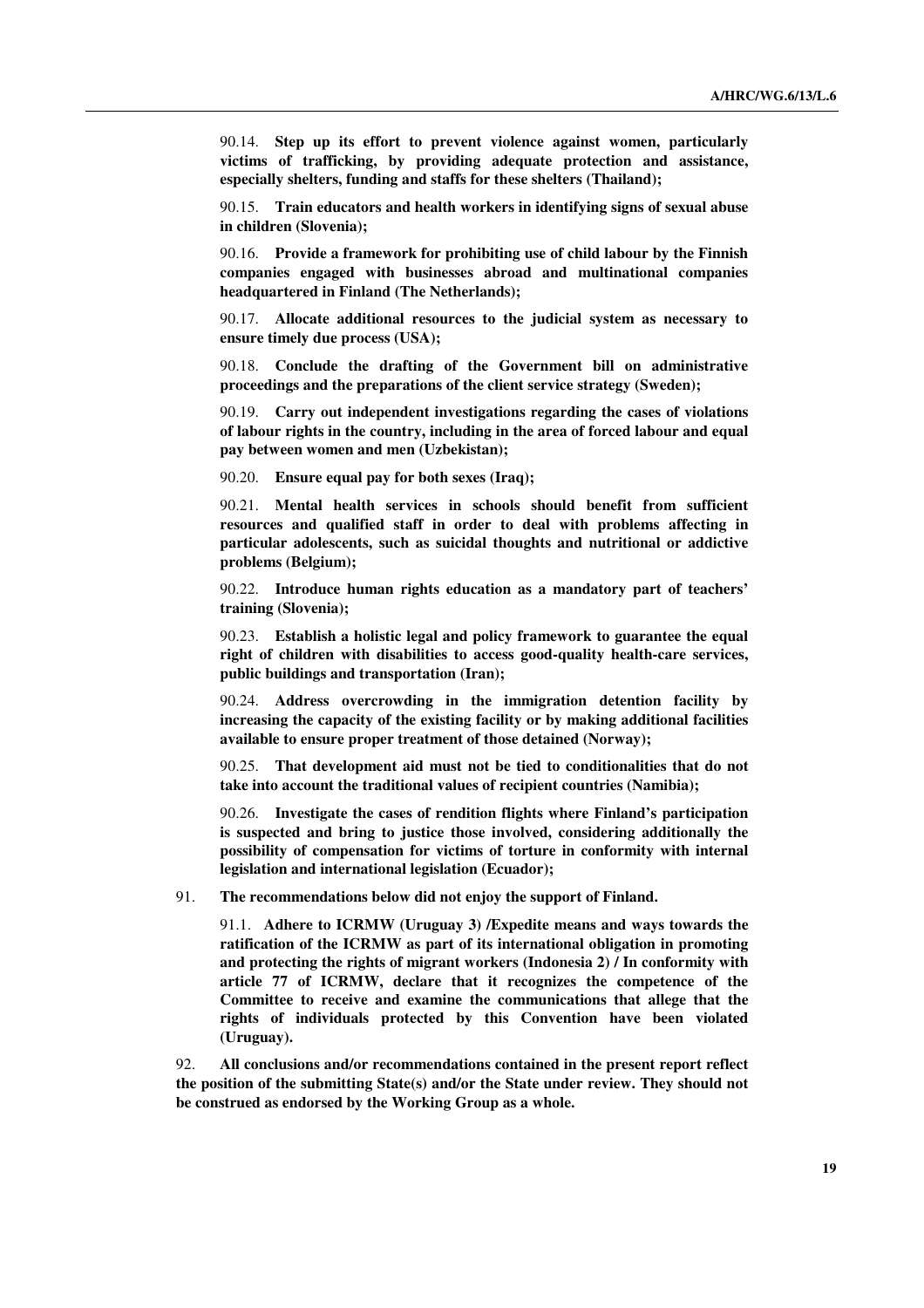90.14. **Step up its effort to prevent violence against women, particularly victims of trafficking, by providing adequate protection and assistance, especially shelters, funding and staffs for these shelters (Thailand);**

90.15. **Train educators and health workers in identifying signs of sexual abuse in children (Slovenia);**

90.16. **Provide a framework for prohibiting use of child labour by the Finnish companies engaged with businesses abroad and multinational companies headquartered in Finland (The Netherlands);**

90.17. **Allocate additional resources to the judicial system as necessary to ensure timely due process (USA);**

90.18. **Conclude the drafting of the Government bill on administrative proceedings and the preparations of the client service strategy (Sweden);**

90.19. **Carry out independent investigations regarding the cases of violations of labour rights in the country, including in the area of forced labour and equal pay between women and men (Uzbekistan);**

90.20. **Ensure equal pay for both sexes (Iraq);**

90.21. **Mental health services in schools should benefit from sufficient resources and qualified staff in order to deal with problems affecting in particular adolescents, such as suicidal thoughts and nutritional or addictive problems (Belgium);**

90.22. **Introduce human rights education as a mandatory part of teachers' training (Slovenia);**

90.23. **Establish a holistic legal and policy framework to guarantee the equal right of children with disabilities to access good-quality health-care services, public buildings and transportation (Iran);**

90.24. **Address overcrowding in the immigration detention facility by increasing the capacity of the existing facility or by making additional facilities available to ensure proper treatment of those detained (Norway);**

90.25. **That development aid must not be tied to conditionalities that do not take into account the traditional values of recipient countries (Namibia);**

90.26. **Investigate the cases of rendition flights where Finland's participation is suspected and bring to justice those involved, considering additionally the possibility of compensation for victims of torture in conformity with internal legislation and international legislation (Ecuador);**

91. **The recommendations below did not enjoy the support of Finland.**

91.1. **Adhere to ICRMW (Uruguay 3) /Expedite means and ways towards the ratification of the ICRMW as part of its international obligation in promoting and protecting the rights of migrant workers (Indonesia 2) / In conformity with article 77 of ICRMW, declare that it recognizes the competence of the Committee to receive and examine the communications that allege that the rights of individuals protected by this Convention have been violated (Uruguay).**

92. **All conclusions and/or recommendations contained in the present report reflect the position of the submitting State(s) and/or the State under review. They should not be construed as endorsed by the Working Group as a whole.**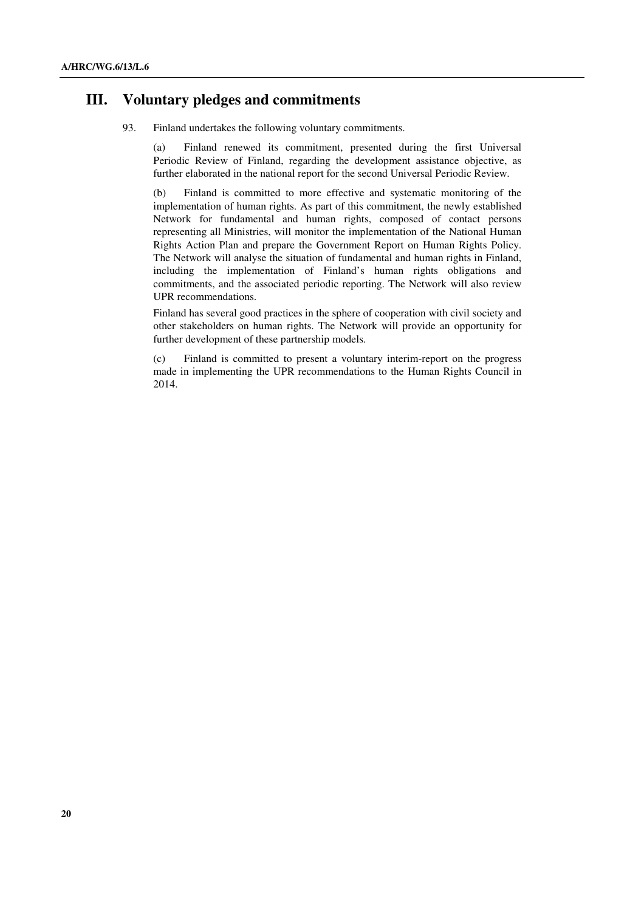# III. Voluntary pledges and commitments

93. Finland undertakes the following voluntary commitments.

(a) Finland renewed its commitment, presented during the first Universal Periodic Review of Finland, regarding the development assistance objective, as further elaborated in the national report for the second Universal Periodic Review.

(b) Finland is committed to more effective and systematic monitoring of the implementation of human rights. As part of this commitment, the newly established Network for fundamental and human rights, composed of contact persons representing all Ministries, will monitor the implementation of the National Human Rights Action Plan and prepare the Government Report on Human Rights Policy. The Network will analyse the situation of fundamental and human rights in Finland, including the implementation of Finland's human rights obligations and commitments, and the associated periodic reporting. The Network will also review UPR recommendations.

Finland has several good practices in the sphere of cooperation with civil society and other stakeholders on human rights. The Network will provide an opportunity for further development of these partnership models.

(c) Finland is committed to present a voluntary interim-report on the progress made in implementing the UPR recommendations to the Human Rights Council in 2014.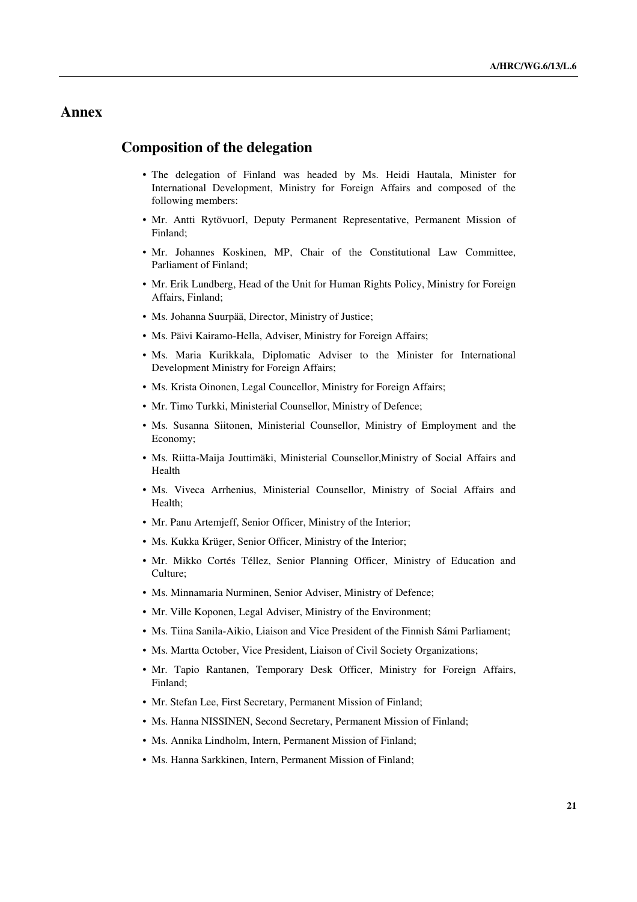# Annex

## Composition of the delegation

- The delegation of Finland was headed by Ms. Heidi Hautala, Minister for International Development, Ministry for Foreign Affairs and composed of the following members:
- Mr. Antti RytövuorI, Deputy Permanent Representative, Permanent Mission of Finland;
- Mr. Johannes Koskinen, MP, Chair of the Constitutional Law Committee, Parliament of Finland;
- Mr. Erik Lundberg, Head of the Unit for Human Rights Policy, Ministry for Foreign Affairs, Finland;
- Ms. Johanna Suurpää, Director, Ministry of Justice;
- Ms. Päivi Kairamo-Hella, Adviser, Ministry for Foreign Affairs;
- Ms. Maria Kurikkala, Diplomatic Adviser to the Minister for International Development Ministry for Foreign Affairs;
- Ms. Krista Oinonen, Legal Councellor, Ministry for Foreign Affairs;
- Mr. Timo Turkki, Ministerial Counsellor, Ministry of Defence;
- Ms. Susanna Siitonen, Ministerial Counsellor, Ministry of Employment and the Economy;
- Ms. Riitta-Maija Jouttimäki, Ministerial Counsellor,Ministry of Social Affairs and Health
- Ms. Viveca Arrhenius, Ministerial Counsellor, Ministry of Social Affairs and Health;
- Mr. Panu Artemjeff, Senior Officer, Ministry of the Interior;
- Ms. Kukka Krüger, Senior Officer, Ministry of the Interior;
- Mr. Mikko Cortés Téllez, Senior Planning Officer, Ministry of Education and Culture;
- Ms. Minnamaria Nurminen, Senior Adviser, Ministry of Defence;
- Mr. Ville Koponen, Legal Adviser, Ministry of the Environment;
- Ms. Tiina Sanila-Aikio, Liaison and Vice President of the Finnish Sámi Parliament;
- Ms. Martta October, Vice President, Liaison of Civil Society Organizations;
- Mr. Tapio Rantanen, Temporary Desk Officer, Ministry for Foreign Affairs, Finland;
- Mr. Stefan Lee, First Secretary, Permanent Mission of Finland;
- Ms. Hanna NISSINEN, Second Secretary, Permanent Mission of Finland;
- Ms. Annika Lindholm, Intern, Permanent Mission of Finland;
- Ms. Hanna Sarkkinen, Intern, Permanent Mission of Finland;